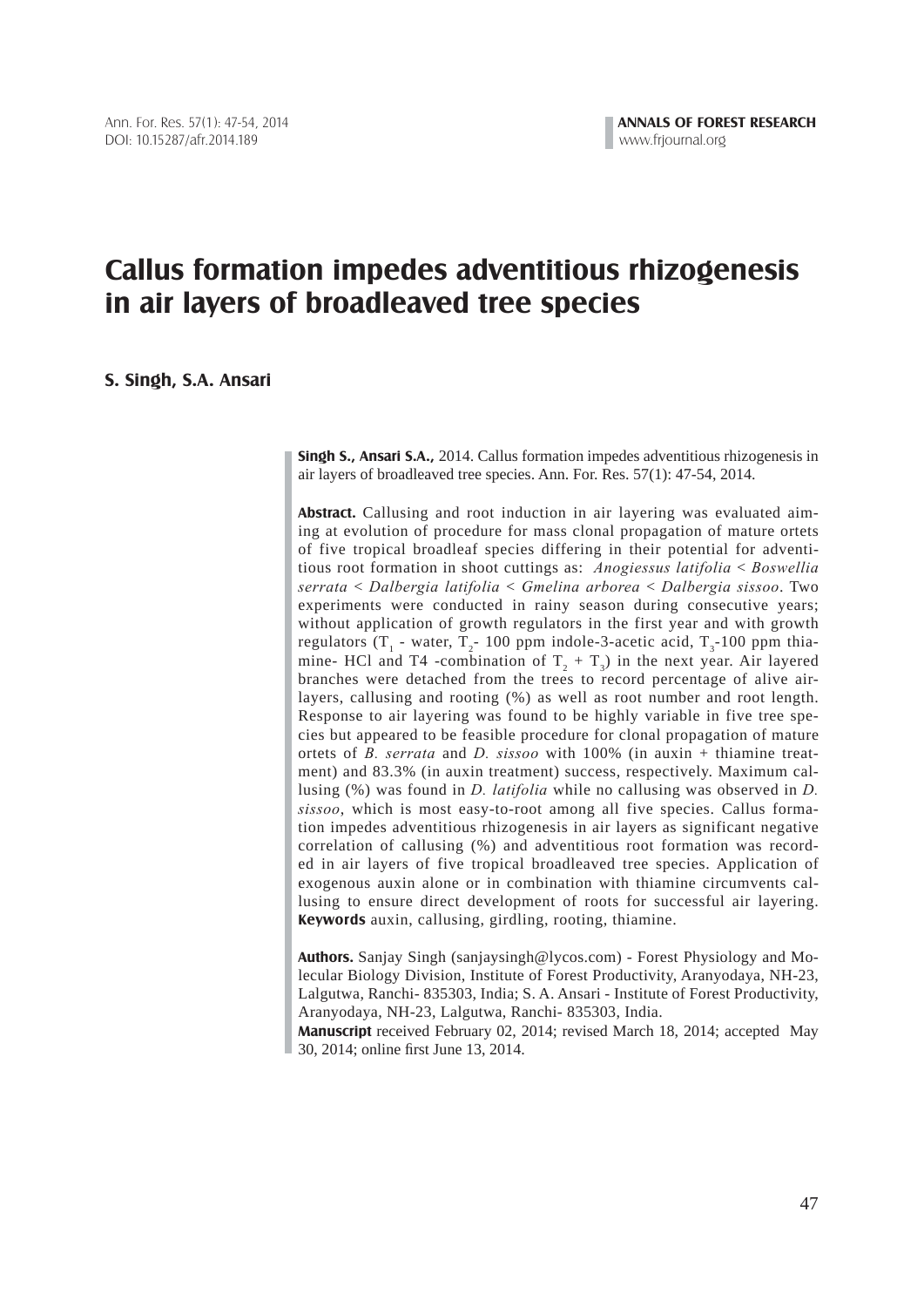# Callus formation impedes adventitious rhizogenesis in air layers of broadleaved tree species

**S. Singh, S.A. Ansari**

**Singh S., Ansari S.A.,** 2014. Callus formation impedes adventitious rhizogenesis in air layers of broadleaved tree species. Ann. For. Res. 57(1): 47-54, 2014.

**Abstract.** Callusing and root induction in air layering was evaluated aiming at evolution of procedure for mass clonal propagation of mature ortets of five tropical broadleaf species differing in their potential for adventitious root formation in shoot cuttings as: *Anogiessus latifolia* < *Boswellia serrata* < *Dalbergia latifolia* < *Gmelina arborea* < *Dalbergia sissoo*. Two experiments were conducted in rainy season during consecutive years; without application of growth regulators in the first year and with growth regulators ($T_1$ - water, $T_2$- 100 ppm indole-3-acetic acid, $T_3$-100 ppm thiamine- HCl and T4 -combination of $T_2$ + $T_3$) in the next year. Air layered branches were detached from the trees to record percentage of alive air-layers, callusing and rooting (%) as well as root number and root length. Response to air layering was found to be highly variable in five tree species but appeared to be feasible procedure for clonal propagation of mature ortets of *B. serrata* and *D. sissoo* with 100% (in auxin + thiamine treatment) and 83.3% (in auxin treatment) success, respectively. Maximum callusing (%) was found in *D. latifolia* while no callusing was observed in *D. sissoo*, which is most easy-to-root among all five species. Callus formation impedes adventitious rhizogenesis in air layers as significant negative correlation of callusing (%) and adventitious root formation was recorded in air layers of five tropical broadleaved tree species. Application of exogenous auxin alone or in combination with thiamine circumvents callusing to ensure direct development of roots for successful air layering.

**Keywords** auxin, callusing, girdling, rooting, thiamine.

**Authors.** Sanjay Singh (sanjaysingh@lycos.com) - Forest Physiology and Molecular Biology Division, Institute of Forest Productivity, Aranyodaya, NH-23, Lalgutwa, Ranchi- 835303, India; S. A. Ansari - Institute of Forest Productivity, Aranyodaya, NH-23, Lalgutwa, Ranchi- 835303, India.

**Manuscript** received February 02, 2014; revised March 18, 2014; accepted May 30, 2014; online first June 13, 2014.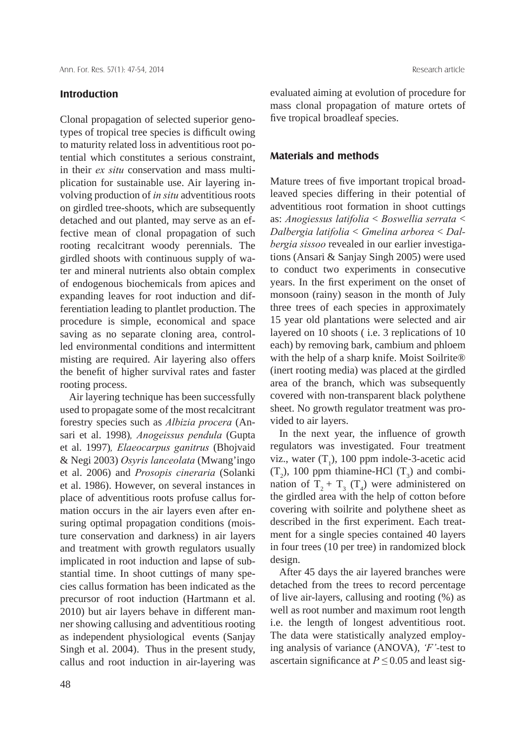## Introduction

Clonal propagation of selected superior genotypes of tropical tree species is difficult owing to maturity related loss in adventitious root potential which constitutes a serious constraint, in their *ex situ* conservation and mass multiplication for sustainable use. Air layering involving production of *in situ* adventitious roots on girdled tree-shoots, which are subsequently detached and out planted, may serve as an effective mean of clonal propagation of such rooting recalcitrant woody perennials. The girdled shoots with continuous supply of water and mineral nutrients also obtain complex of endogenous biochemicals from apices and expanding leaves for root induction and differentiation leading to plantlet production. The procedure is simple, economical and space saving as no separate cloning area, controlled environmental conditions and intermittent misting are required. Air layering also offers the benefit of higher survival rates and faster rooting process.

Air layering technique has been successfully used to propagate some of the most recalcitrant forestry species such as *Albizia procera* (Ansari et al. 1998), *Anogeissus pendula* (Gupta et al. 1997), *Elaeocarpus ganitrus* (Bhojvaid & Negi 2003) *Osyris lanceolata* (Mwang'ingo et al. 2006) and *Prosopis cineraria* (Solanki et al. 1986). However, on several instances in place of adventitious roots profuse callus formation occurs in the air layers even after ensuring optimal propagation conditions (moisture conservation and darkness) in air layers and treatment with growth regulators usually implicated in root induction and lapse of substantial time. In shoot cuttings of many species callus formation has been indicated as the precursor of root induction (Hartmann et al. 2010) but air layers behave in different manner showing callusing and adventitious rooting as independent physiological events (Sanjay Singh et al. 2004). Thus in the present study, callus and root induction in air-layering was evaluated aiming at evolution of procedure for mass clonal propagation of mature ortets of five tropical broadleaf species.

## Materials and methods

Mature trees of five important tropical broadleaved species differing in their potential of adventitious root formation in shoot cuttings as: *Anogiessus latifolia* < *Boswellia serrata* < *Dalbergia latifolia* < *Gmelina arborea* < *Dalbergia sissoo* revealed in our earlier investigations (Ansari & Sanjay Singh 2005) were used to conduct two experiments in consecutive years. In the first experiment on the onset of monsoon (rainy) season in the month of July three trees of each species in approximately 15 year old plantations were selected and air layered on 10 shoots ( i.e. 3 replications of 10 each) by removing bark, cambium and phloem with the help of a sharp knife. Moist Soilrite® (inert rooting media) was placed at the girdled area of the branch, which was subsequently covered with non-transparent black polythene sheet. No growth regulator treatment was provided to air layers.

In the next year, the influence of growth regulators was investigated. Four treatment viz., water ($T_1$), 100 ppm indole-3-acetic acid ($T_2$), 100 ppm thiamine-HCl ($T_3$) and combination of $T_2$ + $T_3$ ($T_4$) were administered on the girdled area with the help of cotton before covering with soilrite and polythene sheet as described in the first experiment. Each treatment for a single species contained 40 layers in four trees (10 per tree) in randomized block design.

After 45 days the air layered branches were detached from the trees to record percentage of live air-layers, callusing and rooting (%) as well as root number and maximum root length i.e. the length of longest adventitious root. The data were statistically analyzed employing analysis of variance (ANOVA), *'F'*-test to ascertain significance at $P \leq 0.05$ and least sig-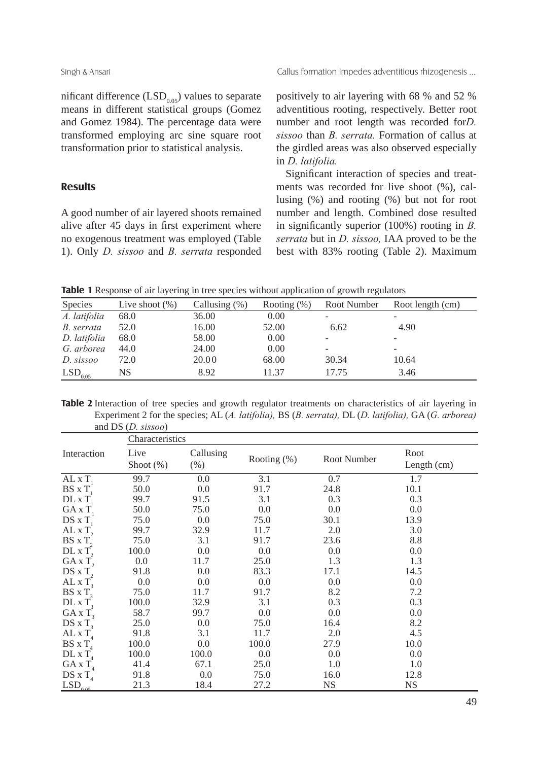nificant difference ($LSD_{0.05}$) values to separate means in different statistical groups (Gomez and Gomez 1984). The percentage data were transformed employing arc sine square root transformation prior to statistical analysis.

## Results

A good number of air layered shoots remained alive after 45 days in first experiment where no exogenous treatment was employed (Table 1). Only *D. sissoo* and *B. serrata* responded positively to air layering with 68 % and 52 % adventitious rooting, respectively. Better root number and root length was recorded for*D. sissoo* than *B. serrata.* Formation of callus at the girdled areas was also observed especially in *D. latifolia.*

Significant interaction of species and treatments was recorded for live shoot (%), callusing (%) and rooting (%) but not for root number and length. Combined dose resulted in significantly superior (100%) rooting in *B. serrata* but in *D. sissoo,* IAA proved to be the best with 83% rooting (Table 2). Maximum

**Table 1** Response of air layering in tree species without application of growth regulators

| Species | Live shoot (%) | Callusing (%) | Rooting (%) | Root Number | Root length (cm) |
|---|---|---|---|---|---|
| *A. latifolia* | 68.0 | 36.00 | 0.00 | - | - |
| *B. serrata* | 52.0 | 16.00 | 52.00 | 6.62 | 4.90 |
| *D. latifolia* | 68.0 | 58.00 | 0.00 | - | - |
| *G. arborea* | 44.0 | 24.00 | 0.00 | - | - |
| *D. sissoo* | 72.0 | 20.00 | 68.00 | 30.34 | 10.64 |
| $LSD_{0.05}$ | NS | 8.92 | 11.37 | 17.75 | 3.46 |

**Table 2** Interaction of tree species and growth regulator treatments on characteristics of air layering in Experiment 2 for the species; AL (*A. latifolia),* BS (*B. serrata),* DL (*D. latifolia),* GA (*G. arborea)* and DS (*D. sissoo*)

| Interaction | Characteristics | | | | |
|---|---|---|---|---|---|
| | Live Shoot (%) | Callusing (%) | Rooting (%) | Root Number | Root Length (cm) |
| AL x $T_1$ | 99.7 | 0.0 | 3.1 | 0.7 | 1.7 |
| BS x $T_1$ | 50.0 | 0.0 | 91.7 | 24.8 | 10.1 |
| DL x $T_1$ | 99.7 | 91.5 | 3.1 | 0.3 | 0.3 |
| GA x $T_1$ | 50.0 | 75.0 | 0.0 | 0.0 | 0.0 |
| DS x $T_1$ | 75.0 | 0.0 | 75.0 | 30.1 | 13.9 |
| AL x $T_2$ | 99.7 | 32.9 | 11.7 | 2.0 | 3.0 |
| BS x $T_2$ | 75.0 | 3.1 | 91.7 | 23.6 | 8.8 |
| DL x $T_2$ | 100.0 | 0.0 | 0.0 | 0.0 | 0.0 |
| GA x $T_2$ | 0.0 | 11.7 | 25.0 | 1.3 | 1.3 |
| DS x $T_2$ | 91.8 | 0.0 | 83.3 | 17.1 | 14.5 |
| AL x $T_3$ | 0.0 | 0.0 | 0.0 | 0.0 | 0.0 |
| BS x $T_3$ | 75.0 | 11.7 | 91.7 | 8.2 | 7.2 |
| DL x $T_3$ | 100.0 | 32.9 | 3.1 | 0.3 | 0.3 |
| GA x $T_3$ | 58.7 | 99.7 | 0.0 | 0.0 | 0.0 |
| DS x $T_3$ | 25.0 | 0.0 | 75.0 | 16.4 | 8.2 |
| AL x $T_4$ | 91.8 | 3.1 | 11.7 | 2.0 | 4.5 |
| BS x $T_4$ | 100.0 | 0.0 | 100.0 | 27.9 | 10.0 |
| DL x $T_4$ | 100.0 | 100.0 | 0.0 | 0.0 | 0.0 |
| GA x $T_4$ | 41.4 | 67.1 | 25.0 | 1.0 | 1.0 |
| DS x $T_4$ | 91.8 | 0.0 | 75.0 | 16.0 | 12.8 |
| $LSD_{0.05}$ | 21.3 | 18.4 | 27.2 | NS | NS |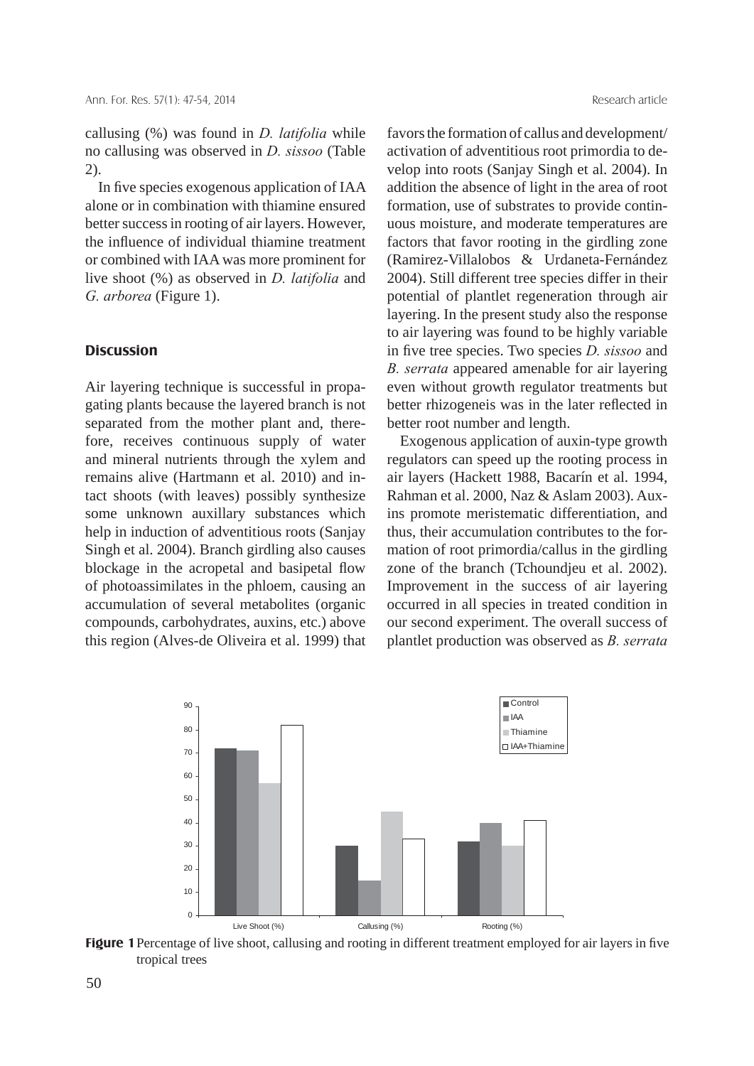callusing (%) was found in *D. latifolia* while no callusing was observed in *D. sissoo* (Table 2).

In five species exogenous application of IAA alone or in combination with thiamine ensured better success in rooting of air layers. However, the influence of individual thiamine treatment or combined with IAA was more prominent for live shoot (%) as observed in *D. latifolia* and *G. arborea* (Figure 1).

## Discussion

Air layering technique is successful in propagating plants because the layered branch is not separated from the mother plant and, therefore, receives continuous supply of water and mineral nutrients through the xylem and remains alive (Hartmann et al. 2010) and intact shoots (with leaves) possibly synthesize some unknown auxillary substances which help in induction of adventitious roots (Sanjay Singh et al. 2004). Branch girdling also causes blockage in the acropetal and basipetal flow of photoassimilates in the phloem, causing an accumulation of several metabolites (organic compounds, carbohydrates, auxins, etc.) above this region (Alves-de Oliveira et al. 1999) that favors the formation of callus and development/activation of adventitious root primordia to develop into roots (Sanjay Singh et al. 2004). In addition the absence of light in the area of root formation, use of substrates to provide continuous moisture, and moderate temperatures are factors that favor rooting in the girdling zone (Ramirez-Villalobos & Urdaneta-Fernández 2004). Still different tree species differ in their potential of plantlet regeneration through air layering. In the present study also the response to air layering was found to be highly variable in five tree species. Two species *D. sissoo* and *B. serrata* appeared amenable for air layering even without growth regulator treatments but better rhizogeneis was in the later reflected in better root number and length.

Exogenous application of auxin-type growth regulators can speed up the rooting process in air layers (Hackett 1988, Bacarín et al. 1994, Rahman et al. 2000, Naz & Aslam 2003). Auxins promote meristematic differentiation, and thus, their accumulation contributes to the formation of root primordia/callus in the girdling zone of the branch (Tchoundjeu et al. 2002). Improvement in the success of air layering occurred in all species in treated condition in our second experiment. The overall success of plantlet production was observed as *B. serrata*

**Figure 1** Percentage of live shoot, callusing and rooting in different treatment employed for air layers in five tropical trees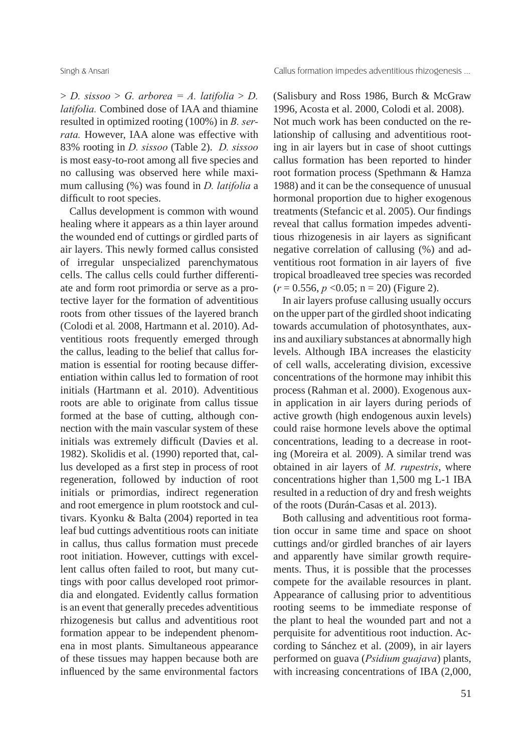> *D. sissoo* > *G. arborea* = *A. latifolia* > *D. latifolia.* Combined dose of IAA and thiamine resulted in optimized rooting (100%) in *B. serrata.* However, IAA alone was effective with 83% rooting in *D. sissoo* (Table 2). *D. sissoo* is most easy-to-root among all five species and no callusing was observed here while maximum callusing (%) was found in *D. latifolia* a difficult to root species.

Callus development is common with wound healing where it appears as a thin layer around the wounded end of cuttings or girdled parts of air layers. This newly formed callus consisted of irregular unspecialized parenchymatous cells. The callus cells could further differentiate and form root primordia or serve as a protective layer for the formation of adventitious roots from other tissues of the layered branch (Colodi et al*.* 2008, Hartmann et al. 2010). Adventitious roots frequently emerged through the callus, leading to the belief that callus formation is essential for rooting because differentiation within callus led to formation of root initials (Hartmann et al. 2010). Adventitious roots are able to originate from callus tissue formed at the base of cutting, although connection with the main vascular system of these initials was extremely difficult (Davies et al. 1982). Skolidis et al. (1990) reported that, callus developed as a first step in process of root regeneration, followed by induction of root initials or primordias, indirect regeneration and root emergence in plum rootstock and cultivars. Kyonku & Balta (2004) reported in tea leaf bud cuttings adventitious roots can initiate in callus, thus callus formation must precede root initiation. However, cuttings with excellent callus often failed to root, but many cuttings with poor callus developed root primordia and elongated. Evidently callus formation is an event that generally precedes adventitious rhizogenesis but callus and adventitious root formation appear to be independent phenomena in most plants. Simultaneous appearance of these tissues may happen because both are influenced by the same environmental factors (Salisbury and Ross 1986, Burch & McGraw 1996, Acosta et al. 2000, Colodi et al. 2008).

Not much work has been conducted on the relationship of callusing and adventitious rooting in air layers but in case of shoot cuttings callus formation has been reported to hinder root formation process (Spethmann & Hamza 1988) and it can be the consequence of unusual hormonal proportion due to higher exogenous treatments (Stefancic et al. 2005). Our findings reveal that callus formation impedes adventitious rhizogenesis in air layers as significant negative correlation of callusing (%) and adventitious root formation in air layers of five tropical broadleaved tree species was recorded ($r = 0.556$, $p < 0.05$; n = 20) (Figure 2).

In air layers profuse callusing usually occurs on the upper part of the girdled shoot indicating towards accumulation of photosynthates, auxins and auxiliary substances at abnormally high levels. Although IBA increases the elasticity of cell walls, accelerating division, excessive concentrations of the hormone may inhibit this process (Rahman et al. 2000). Exogenous auxin application in air layers during periods of active growth (high endogenous auxin levels) could raise hormone levels above the optimal concentrations, leading to a decrease in rooting (Moreira et al*.* 2009). A similar trend was obtained in air layers of *M. rupestris*, where concentrations higher than 1,500 mg L-1 IBA resulted in a reduction of dry and fresh weights of the roots (Durán-Casas et al. 2013).

Both callusing and adventitious root formation occur in same time and space on shoot cuttings and/or girdled branches of air layers and apparently have similar growth requirements. Thus, it is possible that the processes compete for the available resources in plant. Appearance of callusing prior to adventitious rooting seems to be immediate response of the plant to heal the wounded part and not a perquisite for adventitious root induction. According to Sánchez et al. (2009), in air layers performed on guava (*Psidium guajava*) plants, with increasing concentrations of IBA (2,000,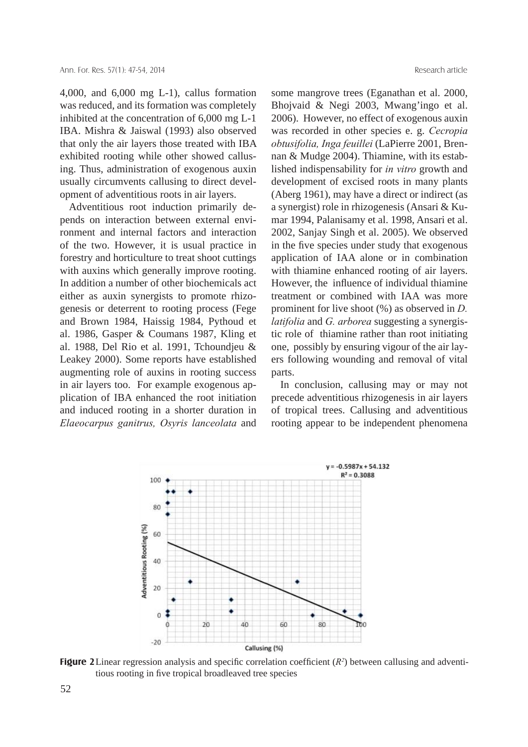4,000, and 6,000 mg L-1), callus formation was reduced, and its formation was completely inhibited at the concentration of 6,000 mg L-1 IBA. Mishra & Jaiswal (1993) also observed that only the air layers those treated with IBA exhibited rooting while other showed callusing. Thus, administration of exogenous auxin usually circumvents callusing to direct development of adventitious roots in air layers.

Adventitious root induction primarily depends on interaction between external environment and internal factors and interaction of the two. However, it is usual practice in forestry and horticulture to treat shoot cuttings with auxins which generally improve rooting. In addition a number of other biochemicals act either as auxin synergists to promote rhizogenesis or deterrent to rooting process (Fege and Brown 1984, Haissig 1984, Pythoud et al. 1986, Gasper & Coumans 1987, Kling et al. 1988, Del Rio et al. 1991, Tchoundjeu & Leakey 2000). Some reports have established augmenting role of auxins in rooting success in air layers too. For example exogenous application of IBA enhanced the root initiation and induced rooting in a shorter duration in *Elaeocarpus ganitrus, Osyris lanceolata* and some mangrove trees (Eganathan et al. 2000, Bhojvaid & Negi 2003, Mwang'ingo et al. 2006). However, no effect of exogenous auxin was recorded in other species e. g. *Cecropia obtusifolia, Inga feuillei* (LaPierre 2001, Brennan & Mudge 2004). Thiamine, with its established indispensability for *in vitro* growth and development of excised roots in many plants (Aberg 1961), may have a direct or indirect (as a synergist) role in rhizogenesis (Ansari & Kumar 1994, Palanisamy et al. 1998, Ansari et al. 2002, Sanjay Singh et al. 2005). We observed in the five species under study that exogenous application of IAA alone or in combination with thiamine enhanced rooting of air layers. However, the influence of individual thiamine treatment or combined with IAA was more prominent for live shoot (%) as observed in *D. latifolia* and *G. arborea* suggesting a synergistic role of thiamine rather than root initiating one, possibly by ensuring vigour of the air layers following wounding and removal of vital parts.

In conclusion, callusing may or may not precede adventitious rhizogenesis in air layers of tropical trees. Callusing and adventitious rooting appear to be independent phenomena

**Figure 2** Linear regression analysis and specific correlation coefficient ($R^2$) between callusing and adventitious rooting in five tropical broadleaved tree species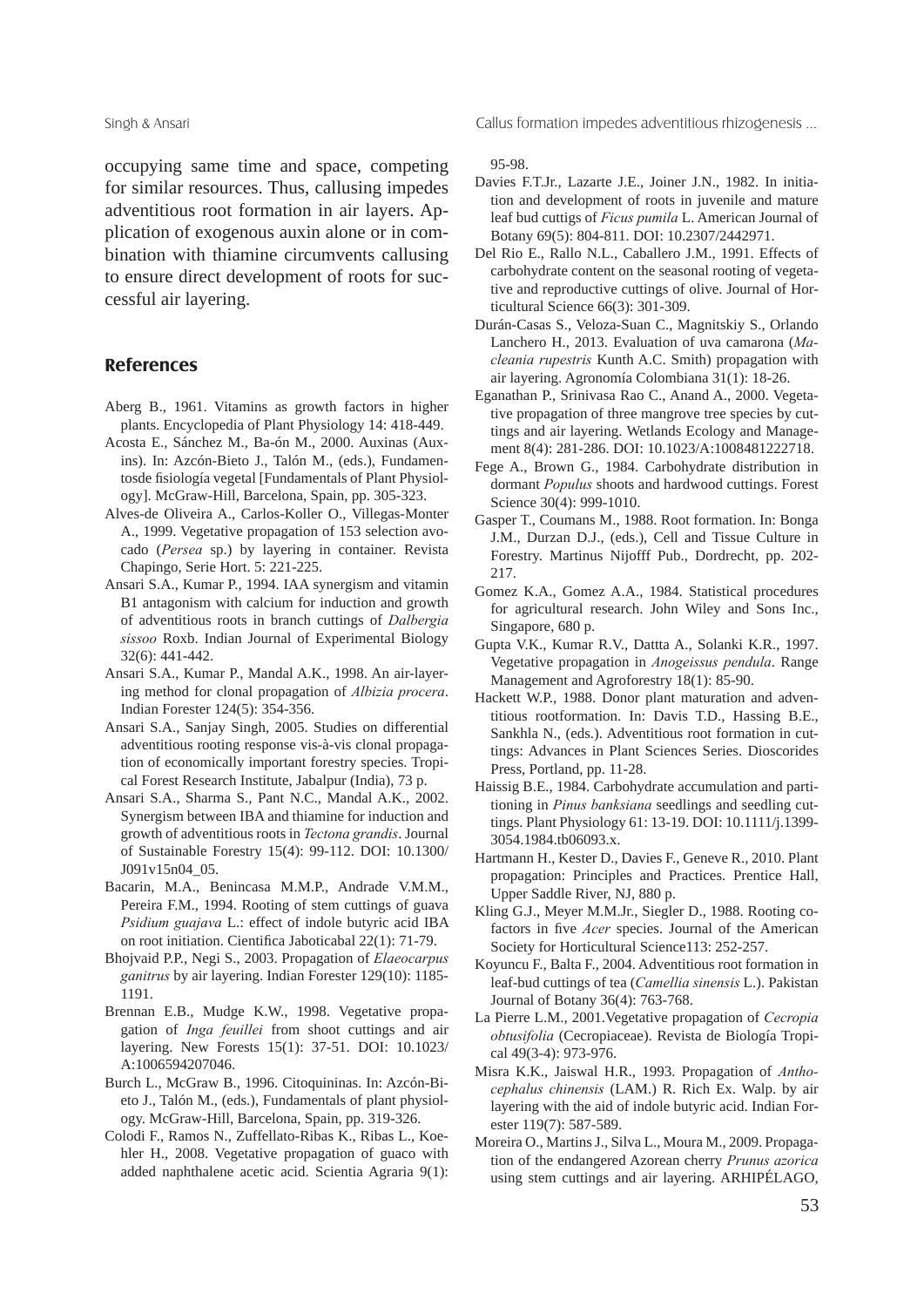occupying same time and space, competing for similar resources. Thus, callusing impedes adventitious root formation in air layers. Application of exogenous auxin alone or in combination with thiamine circumvents callusing to ensure direct development of roots for successful air layering.

## References

Aberg B., 1961. Vitamins as growth factors in higher plants. Encyclopedia of Plant Physiology 14: 418-449.

Acosta E., Sánchez M., Ba-ón M., 2000. Auxinas (Auxins). In: Azcón-Bieto J., Talón M., (eds.), Fundamentosde fisiología vegetal [Fundamentals of Plant Physiology]. McGraw-Hill, Barcelona, Spain, pp. 305-323.

Alves-de Oliveira A., Carlos-Koller O., Villegas-Monter A., 1999. Vegetative propagation of 153 selection avocado (*Persea* sp.) by layering in container. Revista Chapingo, Serie Hort. 5: 221-225.

Ansari S.A., Kumar P., 1994. IAA synergism and vitamin B1 antagonism with calcium for induction and growth of adventitious roots in branch cuttings of *Dalbergia sissoo* Roxb. Indian Journal of Experimental Biology 32(6): 441-442.

Ansari S.A., Kumar P., Mandal A.K., 1998. An air-layering method for clonal propagation of *Albizia procera*. Indian Forester 124(5): 354-356.

Ansari S.A., Sanjay Singh, 2005. Studies on differential adventitious rooting response vis-à-vis clonal propagation of economically important forestry species. Tropical Forest Research Institute, Jabalpur (India), 73 p.

Ansari S.A., Sharma S., Pant N.C., Mandal A.K., 2002. Synergism between IBA and thiamine for induction and growth of adventitious roots in *Tectona grandis*. Journal of Sustainable Forestry 15(4): 99-112. DOI: 10.1300/J091v15n04_05.

Bacarin, M.A., Benincasa M.M.P., Andrade V.M.M., Pereira F.M., 1994. Rooting of stem cuttings of guava *Psidium guajava* L.: effect of indole butyric acid IBA on root initiation. Cientifica Jaboticabal 22(1): 71-79.

Bhojvaid P.P., Negi S., 2003. Propagation of *Elaeocarpus ganitrus* by air layering. Indian Forester 129(10): 1185-1191.

Brennan E.B., Mudge K.W., 1998. Vegetative propagation of *Inga feuillei* from shoot cuttings and air layering. New Forests 15(1): 37-51. DOI: 10.1023/A:1006594207046.

Burch L., McGraw B., 1996. Citoquininas. In: Azcón-Bieto J., Talón M., (eds.), Fundamentals of plant physiology. McGraw-Hill, Barcelona, Spain, pp. 319-326.

Colodi F., Ramos N., Zuffellato-Ribas K., Ribas L., Koehler H., 2008. Vegetative propagation of guaco with added naphthalene acetic acid. Scientia Agraria 9(1): 95-98.

Davies F.T.Jr., Lazarte J.E., Joiner J.N., 1982. In initiation and development of roots in juvenile and mature leaf bud cuttigs of *Ficus pumila* L. American Journal of Botany 69(5): 804-811. DOI: 10.2307/2442971.

Del Rio E., Rallo N.L., Caballero J.M., 1991. Effects of carbohydrate content on the seasonal rooting of vegetative and reproductive cuttings of olive. Journal of Horticultural Science 66(3): 301-309.

Durán-Casas S., Veloza-Suan C., Magnitskiy S., Orlando Lanchero H., 2013. Evaluation of uva camarona (*Macleania rupestris* Kunth A.C. Smith) propagation with air layering. Agronomía Colombiana 31(1): 18-26.

Eganathan P., Srinivasa Rao C., Anand A., 2000. Vegetative propagation of three mangrove tree species by cuttings and air layering. Wetlands Ecology and Management 8(4): 281-286. DOI: 10.1023/A:1008481222718.

Fege A., Brown G., 1984. Carbohydrate distribution in dormant *Populus* shoots and hardwood cuttings. Forest Science 30(4): 999-1010.

Gasper T., Coumans M., 1988. Root formation. In: Bonga J.M., Durzan D.J., (eds.), Cell and Tissue Culture in Forestry. Martinus Nijofff Pub., Dordrecht, pp. 202-217.

Gomez K.A., Gomez A.A., 1984. Statistical procedures for agricultural research. John Wiley and Sons Inc., Singapore, 680 p.

Gupta V.K., Kumar R.V., Dattta A., Solanki K.R., 1997. Vegetative propagation in *Anogeissus pendula*. Range Management and Agroforestry 18(1): 85-90.

Hackett W.P., 1988. Donor plant maturation and adventitious rootformation. In: Davis T.D., Hassing B.E., Sankhla N., (eds.). Adventitious root formation in cuttings: Advances in Plant Sciences Series. Dioscorides Press, Portland, pp. 11-28.

Haissig B.E., 1984. Carbohydrate accumulation and partitioning in *Pinus banksiana* seedlings and seedling cuttings. Plant Physiology 61: 13-19. DOI: 10.1111/j.1399-3054.1984.tb06093.x.

Hartmann H., Kester D., Davies F., Geneve R., 2010. Plant propagation: Principles and Practices. Prentice Hall, Upper Saddle River, NJ, 880 p.

Kling G.J., Meyer M.M.Jr., Siegler D., 1988. Rooting cofactors in five *Acer* species. Journal of the American Society for Horticultural Science113: 252-257.

Koyuncu F., Balta F., 2004. Adventitious root formation in leaf-bud cuttings of tea (*Camellia sinensis* L.). Pakistan Journal of Botany 36(4): 763-768.

La Pierre L.M., 2001.Vegetative propagation of *Cecropia obtusifolia* (Cecropiaceae). Revista de Biología Tropical 49(3-4): 973-976.

Misra K.K., Jaiswal H.R., 1993. Propagation of *Anthocephalus chinensis* (LAM.) R. Rich Ex. Walp. by air layering with the aid of indole butyric acid. Indian Forester 119(7): 587-589.

Moreira O., Martins J., Silva L., Moura M., 2009. Propagation of the endangered Azorean cherry *Prunus azorica* using stem cuttings and air layering. ARHIPÉLAGO,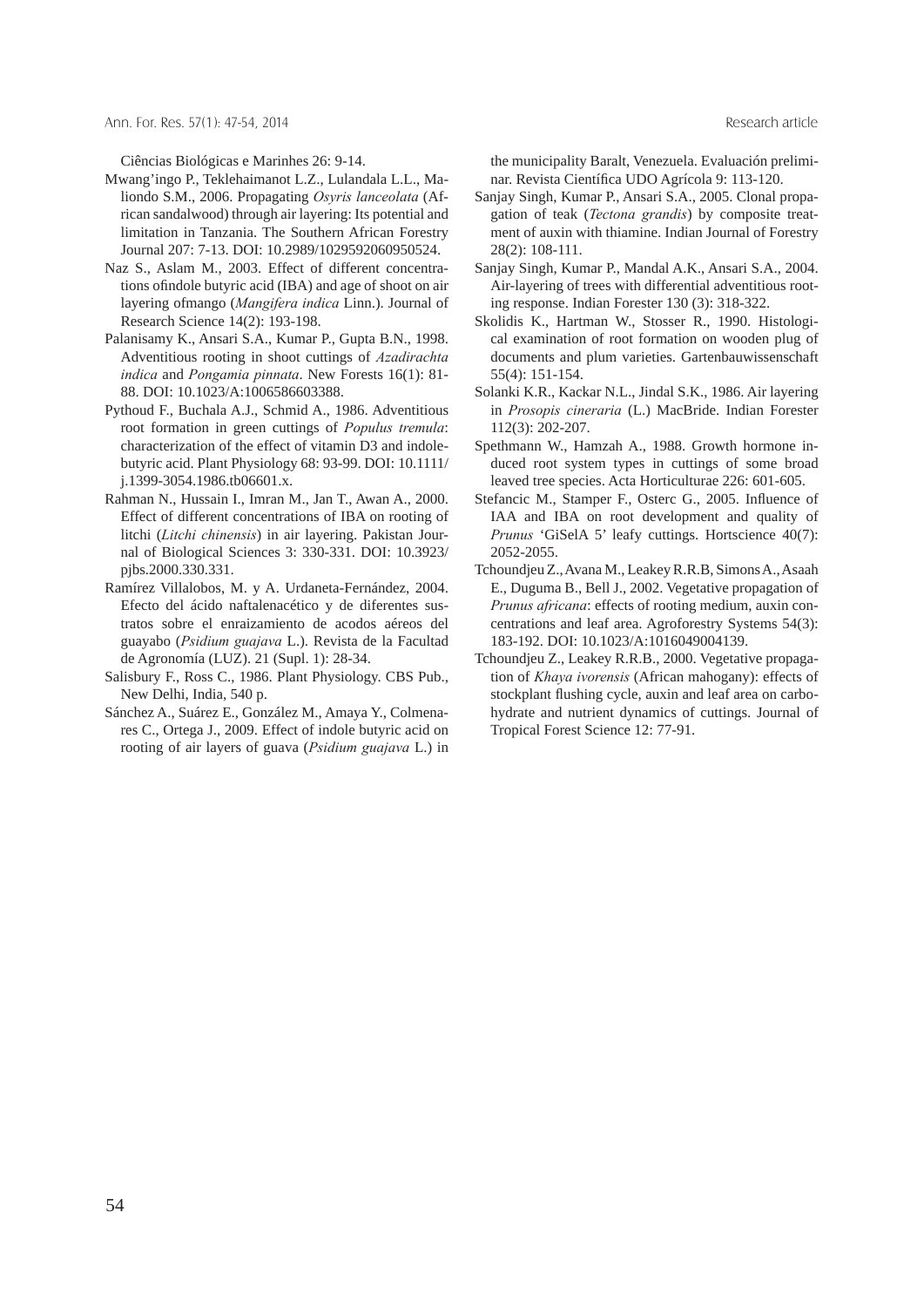Ciências Biológicas e Marinhes 26: 9-14.

Mwang'ingo P., Teklehaimanot L.Z., Lulandala L.L., Maliondo S.M., 2006. Propagating *Osyris lanceolata* (African sandalwood) through air layering: Its potential and limitation in Tanzania. The Southern African Forestry Journal 207: 7-13. DOI: 10.2989/10295920609 50524.

Naz S., Aslam M., 2003. Effect of different concentrations ofindole butyric acid (IBA) and age of shoot on air layering ofmango (*Mangifera indica* Linn.). Journal of Research Science 14(2): 193-198.

Palanisamy K., Ansari S.A., Kumar P., Gupta B.N., 1998. Adventitious rooting in shoot cuttings of *Azadirachta indica* and *Pongamia pinnata*. New Forests 16(1): 81-88. DOI: 10.1023/A:1006586603388.

Pythoud F., Buchala A.J., Schmid A., 1986. Adventitious root formation in green cuttings of *Populus tremula*: characterization of the effect of vitamin D3 and indolebutyric acid. Plant Physiology 68: 93-99. DOI: 10.1111/j.1399-3054.1986.tb06601.x.

Rahman N., Hussain I., Imran M., Jan T., Awan A., 2000. Effect of different concentrations of IBA on rooting of litchi (*Litchi chinensis*) in air layering. Pakistan Journal of Biological Sciences 3: 330-331. DOI: 10.3923/pjbs.2000.330.331.

Ramírez Villalobos, M. y A. Urdaneta-Fernández, 2004. Efecto del ácido naftalenacético y de diferentes sustratos sobre el enraizamiento de acodos aéreos del guayabo (*Psidium guajava* L.). Revista de la Facultad de Agronomía (LUZ). 21 (Supl. 1): 28-34.

Salisbury F., Ross C., 1986. Plant Physiology. CBS Pub., New Delhi, India, 540 p.

Sánchez A., Suárez E., González M., Amaya Y., Colmenares C., Ortega J., 2009. Effect of indole butyric acid on rooting of air layers of guava (*Psidium guajava* L.) in the municipality Baralt, Venezuela. Evaluación preliminar. Revista Científica UDO Agrícola 9: 113-120.

Sanjay Singh, Kumar P., Ansari S.A., 2005. Clonal propagation of teak (*Tectona grandis*) by composite treatment of auxin with thiamine. Indian Journal of Forestry 28(2): 108-111.

Sanjay Singh, Kumar P., Mandal A.K., Ansari S.A., 2004. Air-layering of trees with differential adventitious rooting response. Indian Forester 130 (3): 318-322.

Skolidis K., Hartman W., Stosser R., 1990. Histological examination of root formation on wooden plug of documents and plum varieties. Gartenbauwissenschaft 55(4): 151-154.

Solanki K.R., Kackar N.L., Jindal S.K., 1986. Air layering in *Prosopis cineraria* (L.) MacBride. Indian Forester 112(3): 202-207.

Spethmann W., Hamzah A., 1988. Growth hormone induced root system types in cuttings of some broad leaved tree species. Acta Horticulturae 226: 601-605.

Stefancic M., Stamper F., Osterc G., 2005. Influence of IAA and IBA on root development and quality of *Prunus* 'GiSelA 5' leafy cuttings. Hortscience 40(7): 2052-2055.

Tchoundjeu Z., Avana M., Leakey R.R.B, Simons A., Asaah E., Duguma B., Bell J., 2002. Vegetative propagation of *Prunus africana*: effects of rooting medium, auxin concentrations and leaf area. Agroforestry Systems 54(3): 183-192. DOI: 10.1023/A:1016049004139.

Tchoundjeu Z., Leakey R.R.B., 2000. Vegetative propagation of *Khaya ivorensis* (African mahogany): effects of stockplant flushing cycle, auxin and leaf area on carbohydrate and nutrient dynamics of cuttings. Journal of Tropical Forest Science 12: 77-91.